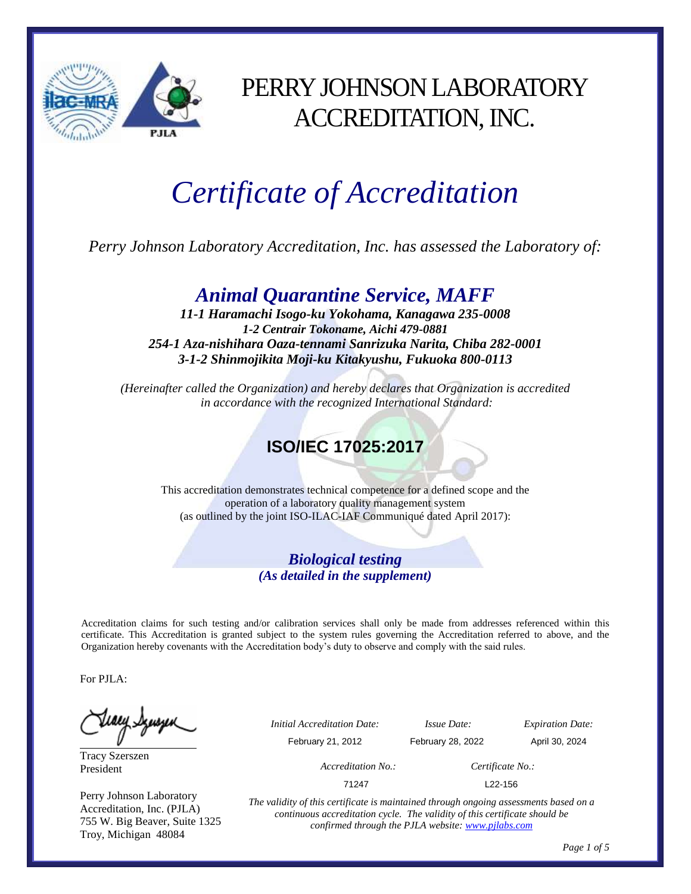# PERRY JOHNSON LABORATORY ACCREDITATION, INC.

# *Certificate of Accreditation*

*Perry Johnson Laboratory Accreditation, Inc. has assessed the Laboratory of:*

## ***Animal Quarantine Service, MAFF***

***11-1 Haramachi Isogo-ku Yokohama, Kanagawa 235-0008***
***1-2 Centrair Tokoname, Aichi 479-0881***
***254-1 Aza-nishihara Oaza-tennami Sanrizuka Narita, Chiba 282-0001***
***3-1-2 Shinmojikita Moji-ku Kitakyushu, Fukuoka 800-0113***

*(Hereinafter called the Organization) and hereby declares that Organization is accredited in accordance with the recognized International Standard:*

## **ISO/IEC 17025:2017**

This accreditation demonstrates technical competence for a defined scope and the operation of a laboratory quality management system (as outlined by the joint ISO-ILAC-IAF Communiqué dated April 2017):

***Biological testing***
***(As detailed in the supplement)***

Accreditation claims for such testing and/or calibration services shall only be made from addresses referenced within this certificate. This Accreditation is granted subject to the system rules governing the Accreditation referred to above, and the Organization hereby covenants with the Accreditation body's duty to observe and comply with the said rules.

For PJLA:

Tracy Szerszen
President

Perry Johnson Laboratory Accreditation, Inc. (PJLA)
755 W. Big Beaver, Suite 1325
Troy, Michigan 48084

| *Initial Accreditation Date:* | *Issue Date:* | *Expiration Date:* |
|---|---|---|
| February 21, 2012 | February 28, 2022 | April 30, 2024 |

| *Accreditation No.:* | *Certificate No.:* |
|---|---|
| 71247 | L22-156 |

*The validity of this certificate is maintained through ongoing assessments based on a continuous accreditation cycle. The validity of this certificate should be confirmed through the PJLA website: www.pjlabs.com*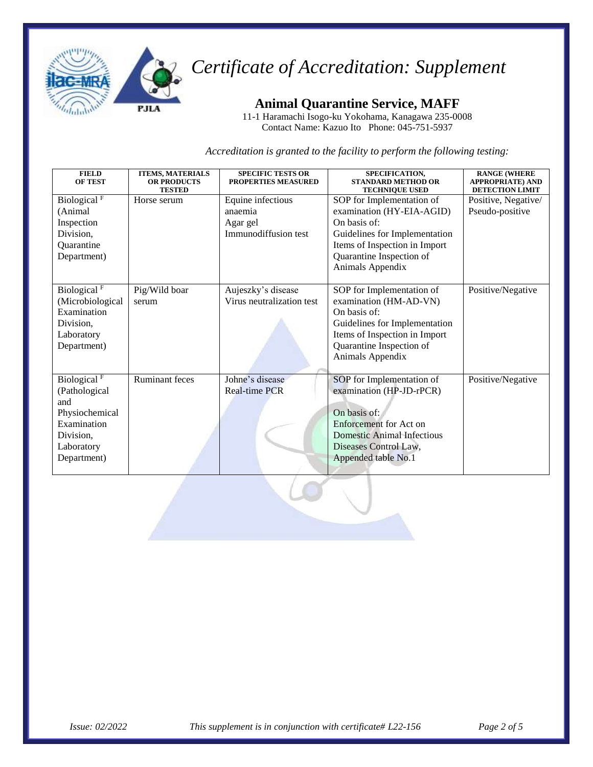# Certificate of Accreditation: Supplement

## Animal Quarantine Service, MAFF

11-1 Haramachi Isogo-ku Yokohama, Kanagawa 235-0008
Contact Name: Kazuo Ito Phone: 045-751-5937

*Accreditation is granted to the facility to perform the following testing:*

| FIELD OF TEST | ITEMS, MATERIALS OR PRODUCTS TESTED | SPECIFIC TESTS OR PROPERTIES MEASURED | SPECIFICATION, STANDARD METHOD OR TECHNIQUE USED | RANGE (WHERE APPROPRIATE) AND DETECTION LIMIT |
|---|---|---|---|---|
| Biological [F] (Animal Inspection Division, Quarantine Department) | Horse serum | Equine infectious anaemia Agar gel Immunodiffusion test | SOP for Implementation of examination (HY-EIA-AGID) On basis of: Guidelines for Implementation Items of Inspection in Import Quarantine Inspection of Animals Appendix | Positive, Negative/ Pseudo-positive |
| Biological [F] (Microbiological Examination Division, Laboratory Department) | Pig/Wild boar serum | Aujeszky's disease Virus neutralization test | SOP for Implementation of examination (HM-AD-VN) On basis of: Guidelines for Implementation Items of Inspection in Import Quarantine Inspection of Animals Appendix | Positive/Negative |
| Biological [F] (Pathological and Physiochemical Examination Division, Laboratory Department) | Ruminant feces | Johne's disease Real-time PCR | SOP for Implementation of examination (HP-JD-rPCR) On basis of: Enforcement for Act on Domestic Animal Infectious Diseases Control Law, Appended table No.1 | Positive/Negative |

*Issue: 02/2022* *This supplement is in conjunction with certificate# L22-156*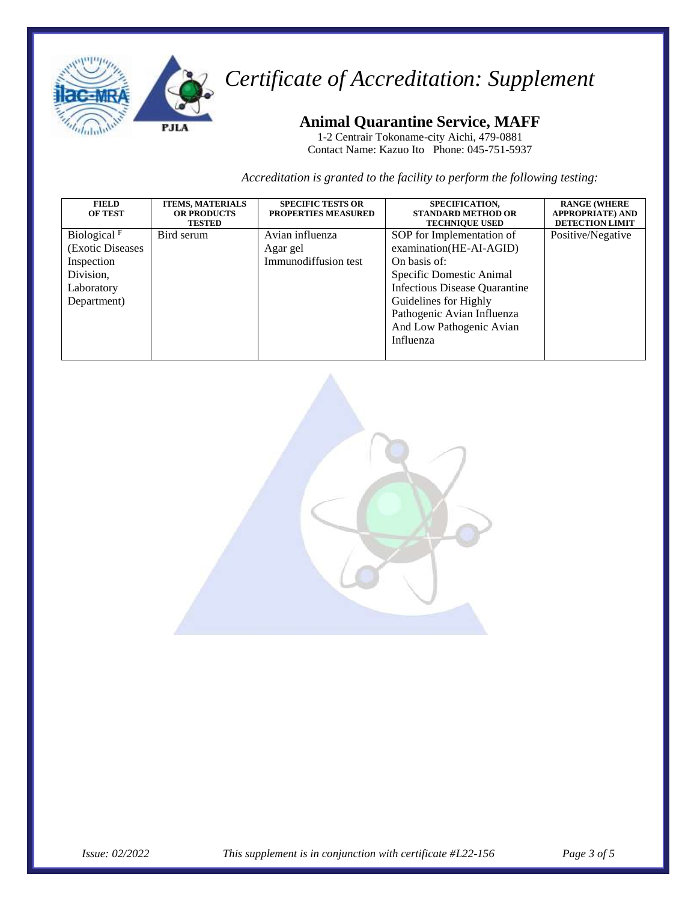# *Certificate of Accreditation: Supplement*

## Animal Quarantine Service, MAFF

1-2 Centrair Tokoname-city Aichi, 479-0881
Contact Name: Kazuo Ito Phone: 045-751-5937

*Accreditation is granted to the facility to perform the following testing:*

| FIELD OF TEST | ITEMS, MATERIALS OR PRODUCTS TESTED | SPECIFIC TESTS OR PROPERTIES MEASURED | SPECIFICATION, STANDARD METHOD OR TECHNIQUE USED | RANGE (WHERE APPROPRIATE) AND DETECTION LIMIT |
|---|---|---|---|---|
| Biological [F] (Exotic Diseases Inspection Division, Laboratory Department) | Bird serum | Avian influenza Agar gel Immunodiffusion test | SOP for Implementation of examination(HE-AI-AGID) On basis of: Specific Domestic Animal Infectious Disease Quarantine Guidelines for Highly Pathogenic Avian Influenza And Low Pathogenic Avian Influenza | Positive/Negative |

*Issue: 02/2022* *This supplement is in conjunction with certificate #L22-156*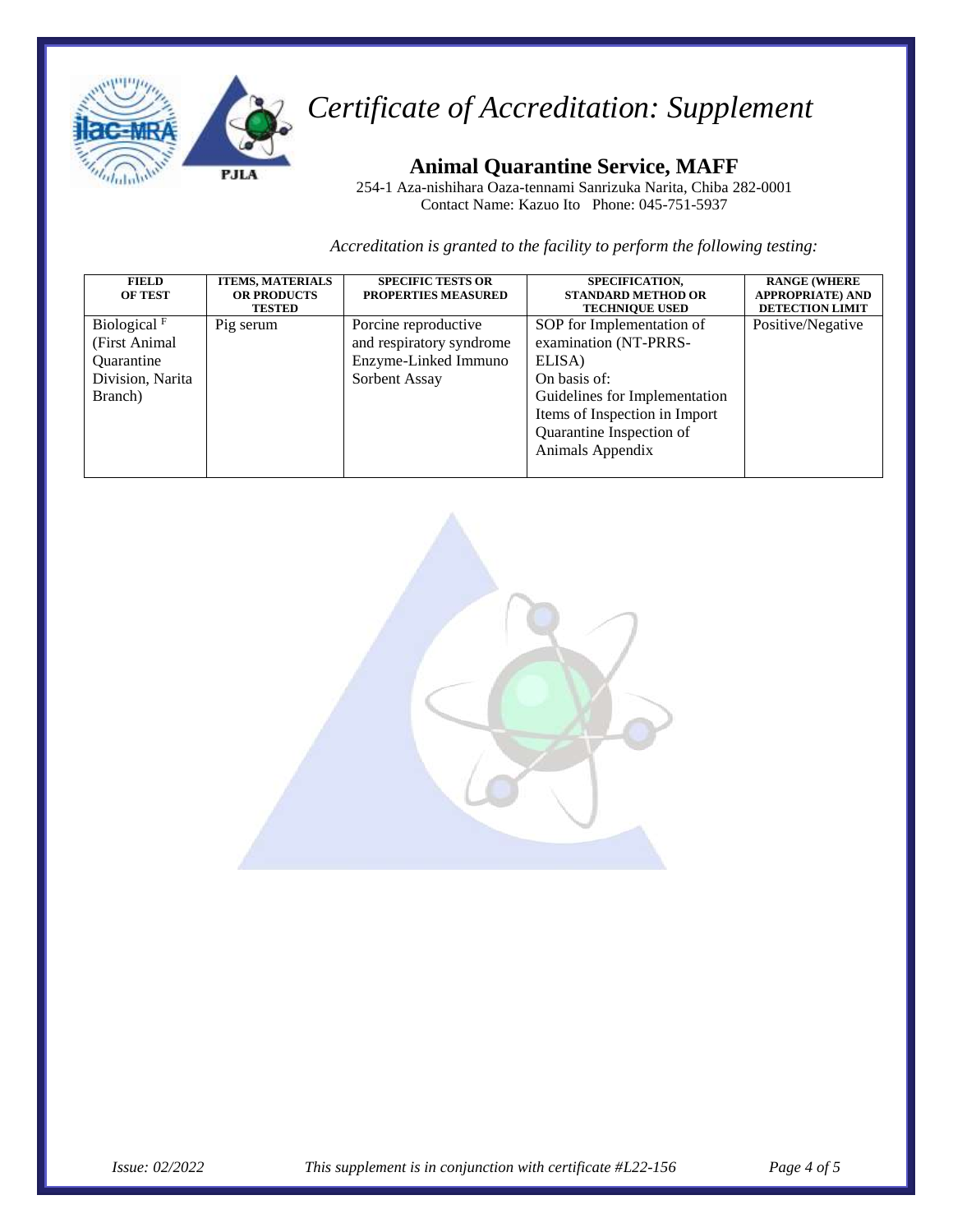# *Certificate of Accreditation: Supplement*

## Animal Quarantine Service, MAFF

254-1 Aza-nishihara Oaza-tennami Sanrizuka Narita, Chiba 282-0001
Contact Name: Kazuo Ito Phone: 045-751-5937

*Accreditation is granted to the facility to perform the following testing:*

| FIELD OF TEST | ITEMS, MATERIALS OR PRODUCTS TESTED | SPECIFIC TESTS OR PROPERTIES MEASURED | SPECIFICATION, STANDARD METHOD OR TECHNIQUE USED | RANGE (WHERE APPROPRIATE) AND DETECTION LIMIT |
|---|---|---|---|---|
| Biological [F] (First Animal Quarantine Division, Narita Branch) | Pig serum | Porcine reproductive and respiratory syndrome Enzyme-Linked Immuno Sorbent Assay | SOP for Implementation of examination (NT-PRRS-ELISA) On basis of: Guidelines for Implementation Items of Inspection in Import Quarantine Inspection of Animals Appendix | Positive/Negative |

*Issue: 02/2022* *This supplement is in conjunction with certificate #L22-156*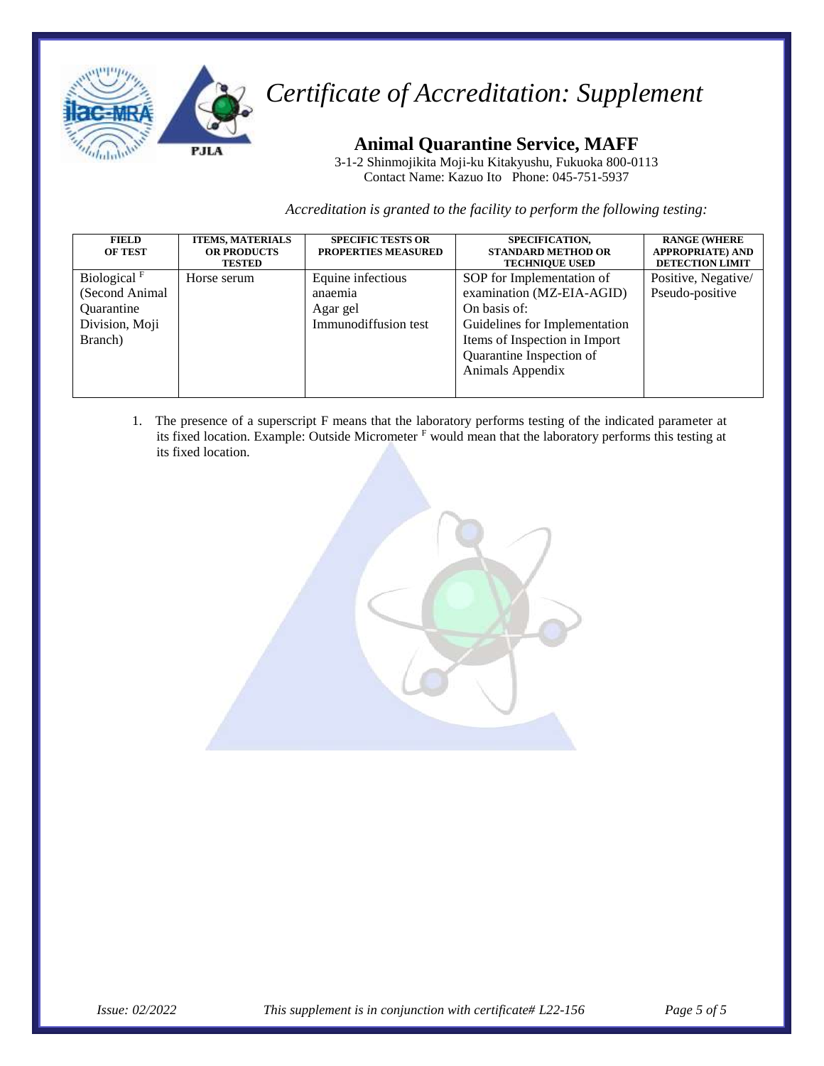# Certificate of Accreditation: Supplement

## Animal Quarantine Service, MAFF

3-1-2 Shinmojikita Moji-ku Kitakyushu, Fukuoka 800-0113
Contact Name: Kazuo Ito Phone: 045-751-5937

*Accreditation is granted to the facility to perform the following testing:*

| FIELD OF TEST | ITEMS, MATERIALS OR PRODUCTS TESTED | SPECIFIC TESTS OR PROPERTIES MEASURED | SPECIFICATION, STANDARD METHOD OR TECHNIQUE USED | RANGE (WHERE APPROPRIATE) AND DETECTION LIMIT |
|---|---|---|---|---|
| Biological [F] (Second Animal Quarantine Division, Moji Branch) | Horse serum | Equine infectious anaemia Agar gel Immunodiffusion test | SOP for Implementation of examination (MZ-EIA-AGID) On basis of: Guidelines for Implementation Items of Inspection in Import Quarantine Inspection of Animals Appendix | Positive, Negative/ Pseudo-positive |

1. The presence of a superscript F means that the laboratory performs testing of the indicated parameter at its fixed location. Example: Outside Micrometer [F] would mean that the laboratory performs this testing at its fixed location.

*Issue: 02/2022* *This supplement is in conjunction with certificate# L22-156*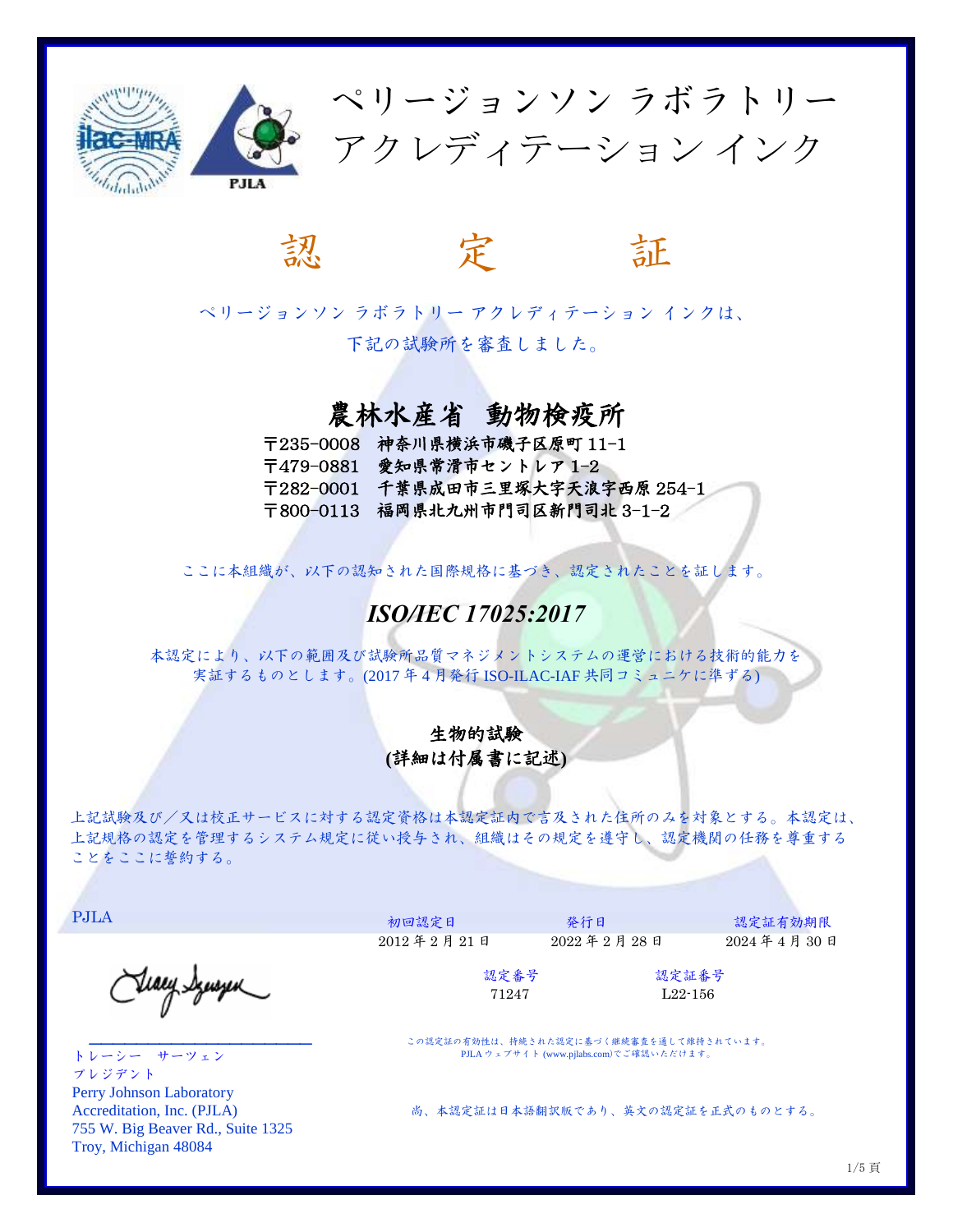# ペリージョンソン ラボラトリー アクレディテーション インク

# 認　定　証

ペリージョンソン ラボラトリー アクレディテーション インクは、
下記の試験所を審査しました。

## 農林水産省 動物検疫所

〒235-0008 神奈川県横浜市磯子区原町 11-1
〒479-0881 愛知県常滑市セントレア 1-2
〒282-0001 千葉県成田市三里塚大字天浪字西原 254-1
〒800-0113 福岡県北九州市門司区新門司北 3-1-2

ここに本組織が、以下の認知された国際規格に基づき、認定されたことを証します。

## *ISO/IEC 17025:2017*

本認定により、以下の範囲及び試験所品質マネジメントシステムの運営における技術的能力を
実証するものとします。(2017 年 4 月発行 ISO-ILAC-IAF 共同コミュニケに準ずる)

**生物的試験**
**(詳細は付属書に記述)**

上記試験及び／又は校正サービスに対する認定資格は本認定証内で言及された住所のみを対象とする。本認定は、上記規格の認定を管理するシステム規定に従い授与され、組織はその規定を遵守し、認定機関の任務を尊重することをここに誓約する。

PJLA

| 初回認定日 | 発行日 | 認定証有効期限 |
|---|---|---|
| 2012 年 2 月 21 日 | 2022 年 2 月 28 日 | 2024 年 4 月 30 日 |

| 認定番号 | 認定証番号 |
|---|---|
| 71247 | L22-156 |

この認定証の有効性は、持続された認定に基づく継続審査を通して維持されています。
PJLA ウェブサイト (www.pjlabs.com)でご確認いただけます。

トレーシー　サーツェン
プレジデント
Perry Johnson Laboratory
Accreditation, Inc. (PJLA)
755 W. Big Beaver Rd., Suite 1325
Troy, Michigan 48084

尚、本認定証は日本語翻訳版であり、英文の認定証を正式のものとする。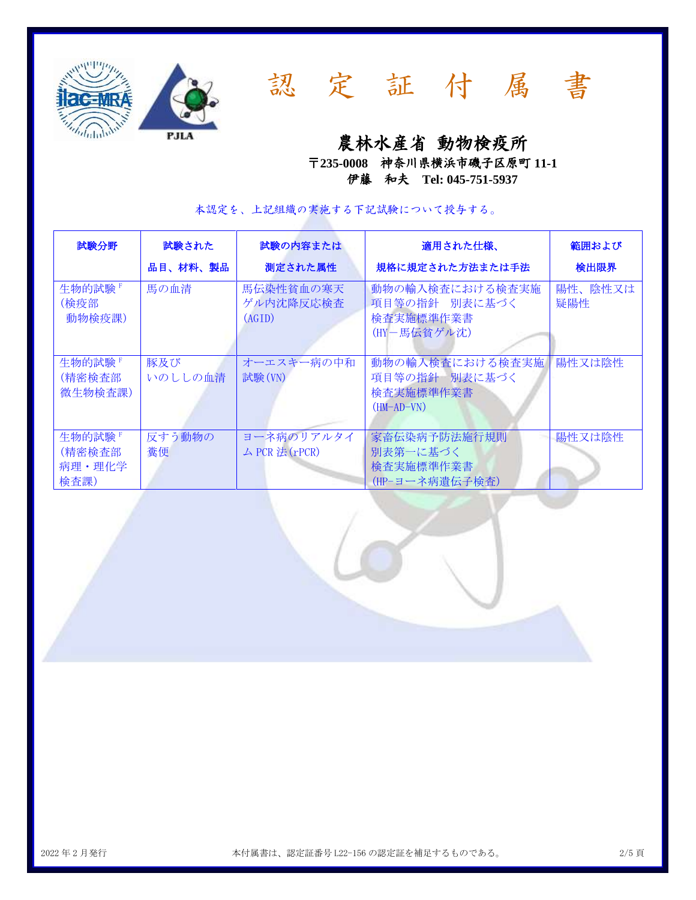# 認 定 証 付 属 書

## 農林水産省 動物検疫所

〒235-0008　神奈川県横浜市磯子区原町 11-1
伊藤　和夫　Tel: 045-751-5937

本認定を、上記組織の実施する下記試験について授与する。

| 試験分野 | 試験された品目、材料、製品 | 試験の内容または測定された属性 | 適用された仕様、規格に規定された方法または手法 | 範囲および検出限界 |
|---|---|---|---|---|
| 生物的試験 F (検疫部 動物検疫課) | 馬の血清 | 馬伝染性貧血の寒天ゲル内沈降反応検査 (AGID) | 動物の輸入検査における検査実施項目等の指針　別表に基づく検査実施標準作業書 (HY－馬伝貧ゲル沈) | 陽性、陰性又は疑陽性 |
| 生物的試験 F (精密検査部 微生物検査課) | 豚及び いのししの血清 | オーエスキー病の中和試験(VN) | 動物の輸入検査における検査実施項目等の指針　別表に基づく検査実施標準作業書 (HM-AD-VN) | 陽性又は陰性 |
| 生物的試験 F (精密検査部 病理・理化学検査課) | 反すう動物の糞便 | ヨーネ病のリアルタイム PCR 法(rPCR) | 家畜伝染病予防法施行規則 別表第一に基づく検査実施標準作業書 (HP-ヨーネ病遺伝子検査) | 陽性又は陰性 |

2022 年 2 月発行　　本付属書は、認定証番号 L22-156 の認定証を補足するものである。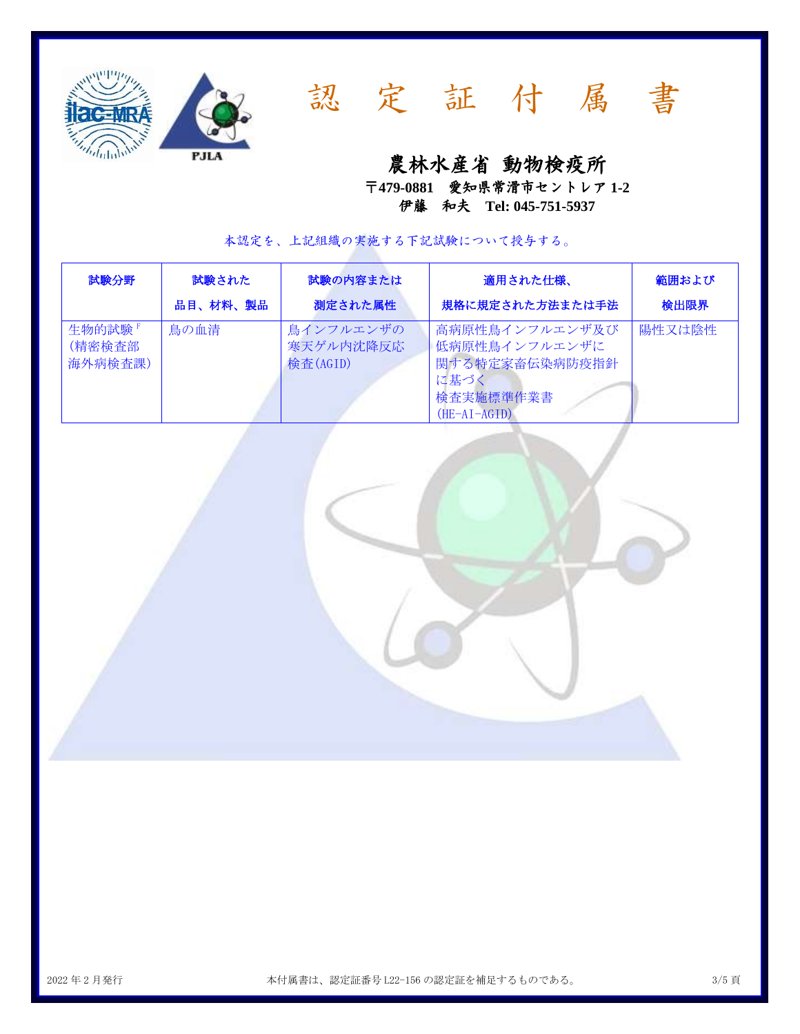# 認 定 証 付 属 書

## 農林水産省 動物検疫所

〒479-0881 愛知県常滑市セントレア 1-2
伊藤 和夫 Tel: 045-751-5937

本認定を、上記組織の実施する下記試験について授与する。

| 試験分野 | 試験された品目、材料、製品 | 試験の内容または測定された属性 | 適用された仕様、規格に規定された方法または手法 | 範囲および検出限界 |
|---|---|---|---|---|
| 生物的試験[F]<br>(精密検査部海外病検査課) | 鳥の血清 | 鳥インフルエンザの寒天ゲル内沈降反応検査(AGID) | 高病原性鳥インフルエンザ及び低病原性鳥インフルエンザに関する特定家畜伝染病防疫指針に基づく検査実施標準作業書<br>(HE-AI-AGID) | 陽性又は陰性 |

2022 年 2 月発行　本付属書は、認定証番号 L22-156 の認定証を補足するものである。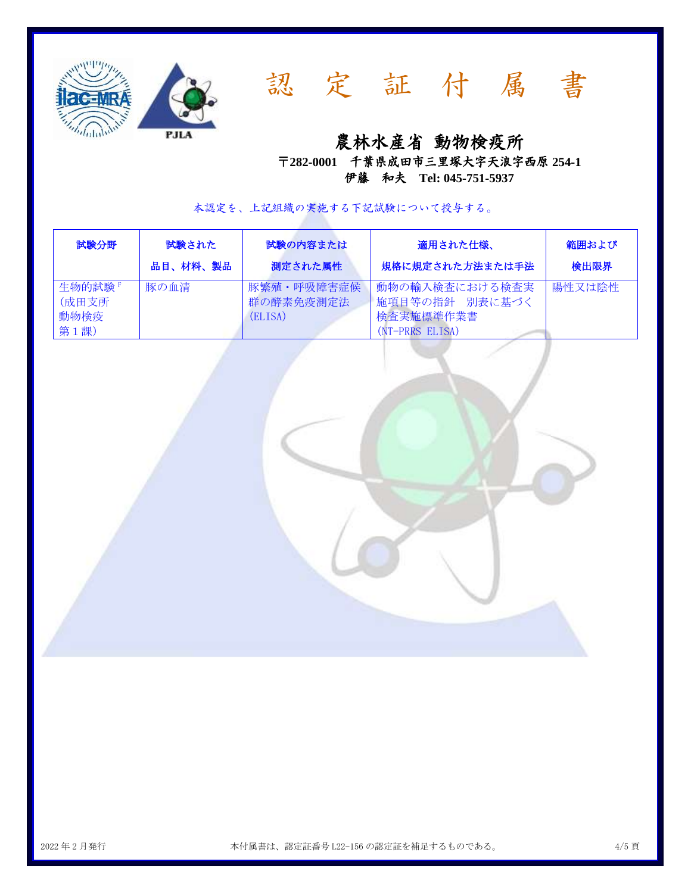# 認 定 証 付 属 書

## 農林水産省 動物検疫所

〒282-0001 千葉県成田市三里塚大字天浪字西原 254-1

伊藤 和夫 Tel: 045-751-5937

本認定を、上記組織の実施する下記試験について授与する。

| 試験分野 | 試験された品目、材料、製品 | 試験の内容または測定された属性 | 適用された仕様、規格に規定された方法または手法 | 範囲および検出限界 |
|---|---|---|---|---|
| 生物的試験[F]（成田支所動物検疫第１課） | 豚の血清 | 豚繁殖・呼吸障害症候群の酵素免疫測定法（ELISA） | 動物の輸入検査における検査実施項目等の指針 別表に基づく検査実施標準作業書（NT-PRRS ELISA） | 陽性又は陰性 |

2022 年 2 月発行　　本付属書は、認定証番号 L22-156 の認定証を補足するものである。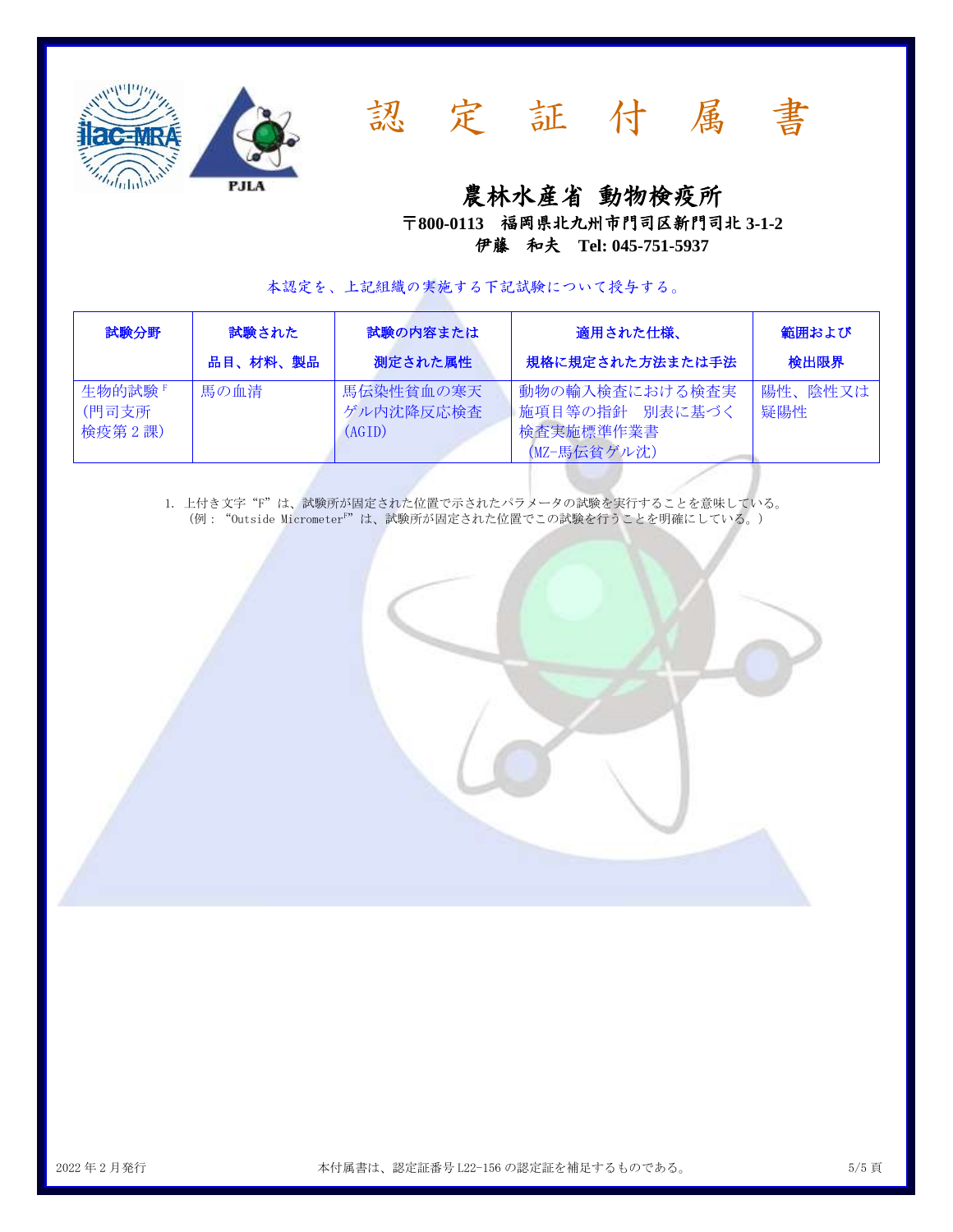# 認 定 証 付 属 書

## 農林水産省 動物検疫所

〒800-0113　福岡県北九州市門司区新門司北 3-1-2

伊藤　和夫　Tel: 045-751-5937

本認定を、上記組織の実施する下記試験について授与する。

| 試験分野 | 試験された品目、材料、製品 | 試験の内容または測定された属性 | 適用された仕様、規格に規定された方法または手法 | 範囲および検出限界 |
|---|---|---|---|---|
| 生物的試験[F]（門司支所検疫第 2 課） | 馬の血清 | 馬伝染性貧血の寒天ゲル内沈降反応検査（AGID） | 動物の輸入検査における検査実施項目等の指針　別表に基づく検査実施標準作業書（MZ-馬伝貧ゲル沈） | 陽性、陰性又は疑陽性 |

1. 上付き文字“F”は、試験所が固定された位置で示されたパラメータの試験を実行することを意味している。（例：“Outside Micrometer[F]”は、試験所が固定された位置でこの試験を行うことを明確にしている。）

2022 年 2 月発行　　本付属書は、認定証番号 L22-156 の認定証を補足するものである。